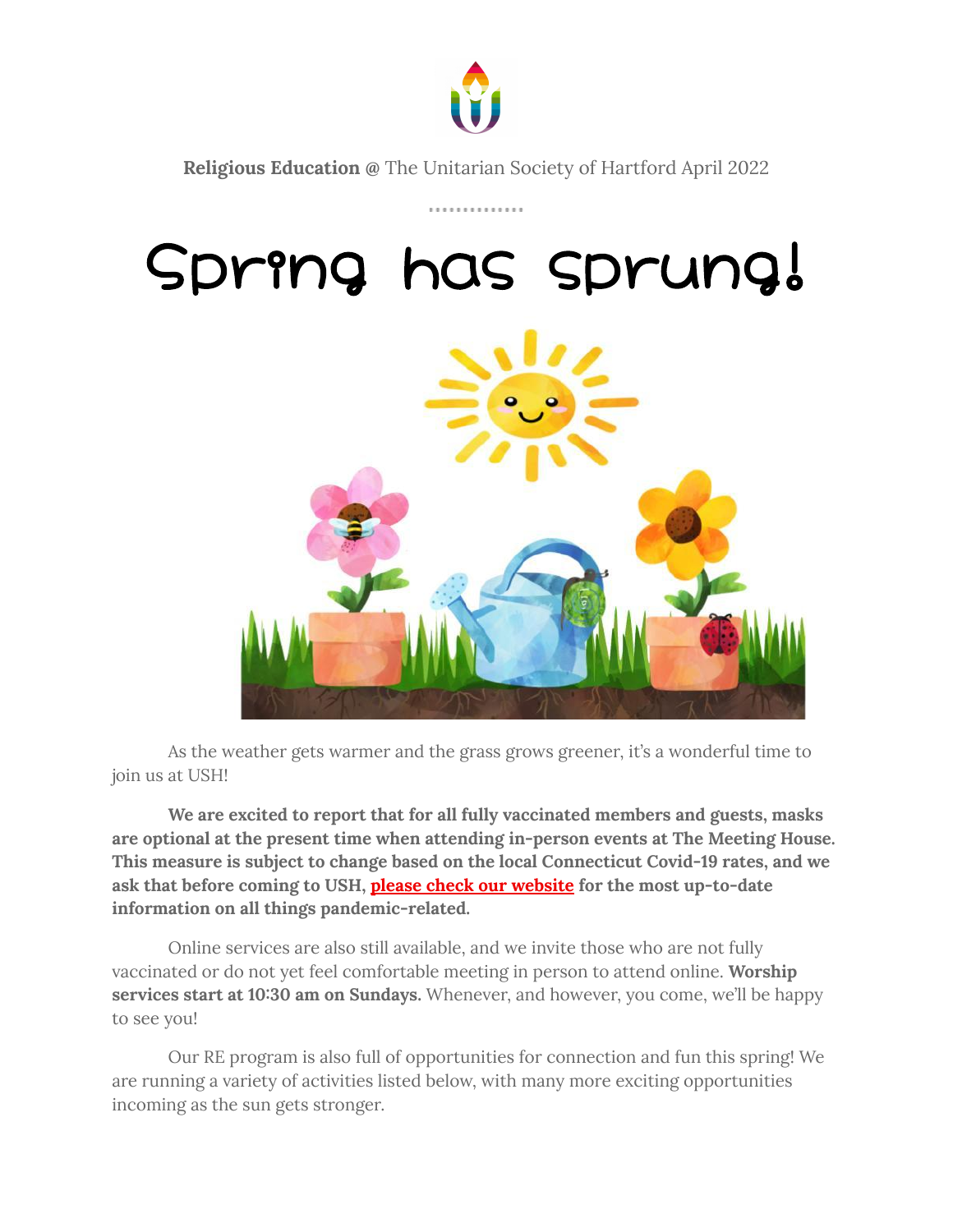**Religious Education @** The Unitarian Society of Hartford April 2022

# Spring has sprung!

As the weather gets warmer and the grass grows greener, it's a wonderful time to join us at USH!

**We are excited to report that for all fully vaccinated members and guests, masks are optional at the present time when attending in-person events at The Meeting House. This measure is subject to change based on the local Connecticut Covid-19 rates, and we ask that before coming to USH, please check our website for the most up-to-date information on all things pandemic-related.**

Online services are also still available, and we invite those who are not fully vaccinated or do not yet feel comfortable meeting in person to attend online. **Worship services start at 10:30 am on Sundays.** Whenever, and however, you come, we'll be happy to see you!

Our RE program is also full of opportunities for connection and fun this spring! We are running a variety of activities listed below, with many more exciting opportunities incoming as the sun gets stronger.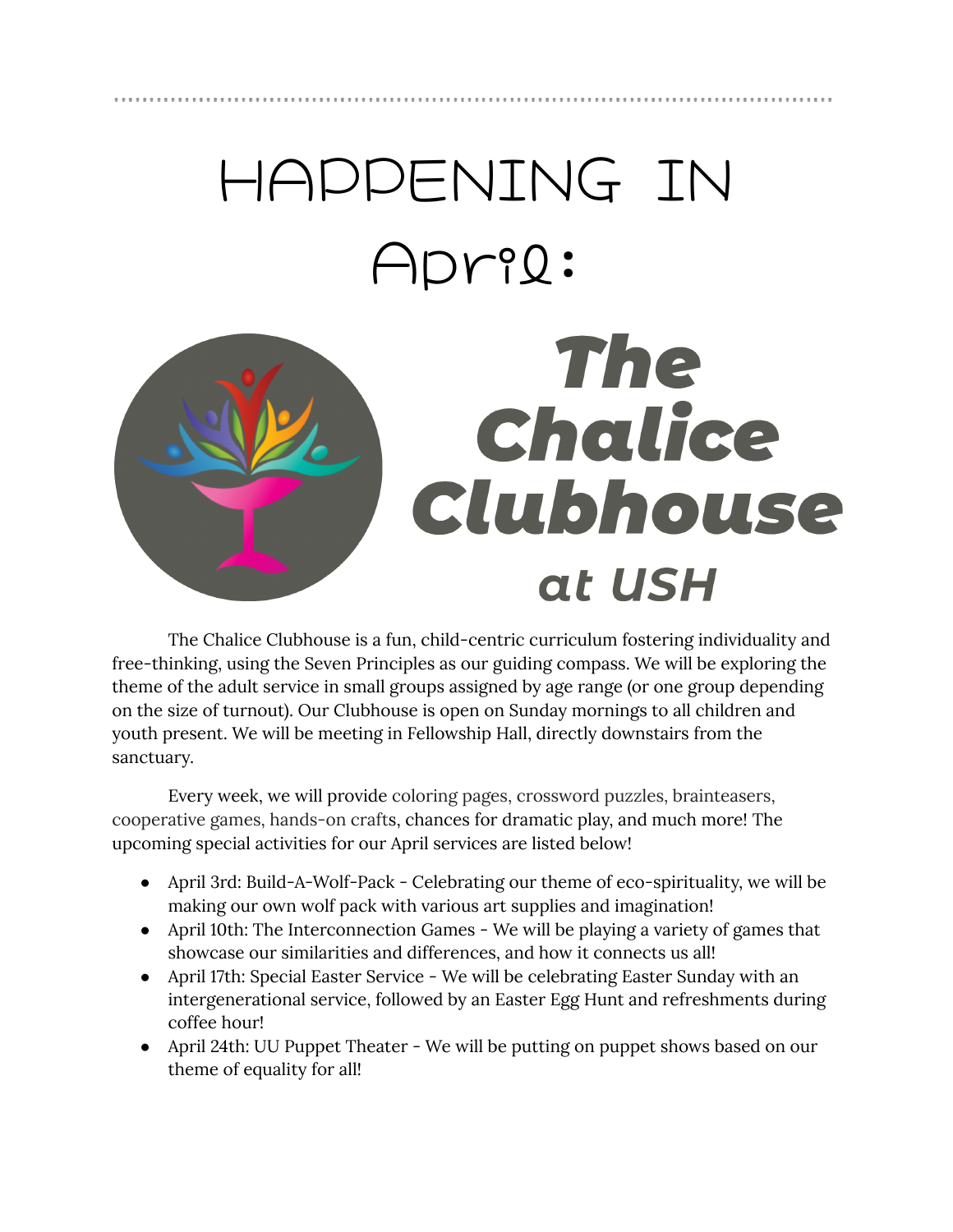# HAPPENING IN April:

# The Chalice Clubhouse at USH

The Chalice Clubhouse is a fun, child-centric curriculum fostering individuality and free-thinking, using the Seven Principles as our guiding compass. We will be exploring the theme of the adult service in small groups assigned by age range (or one group depending on the size of turnout). Our Clubhouse is open on Sunday mornings to all children and youth present. We will be meeting in Fellowship Hall, directly downstairs from the sanctuary.

Every week, we will provide coloring pages, crossword puzzles, brainteasers, cooperative games, hands-on crafts, chances for dramatic play, and much more! The upcoming special activities for our April services are listed below!

- April 3rd: Build-A-Wolf-Pack - Celebrating our theme of eco-spirituality, we will be making our own wolf pack with various art supplies and imagination!
- April 10th: The Interconnection Games - We will be playing a variety of games that showcase our similarities and differences, and how it connects us all!
- April 17th: Special Easter Service - We will be celebrating Easter Sunday with an intergenerational service, followed by an Easter Egg Hunt and refreshments during coffee hour!
- April 24th: UU Puppet Theater - We will be putting on puppet shows based on our theme of equality for all!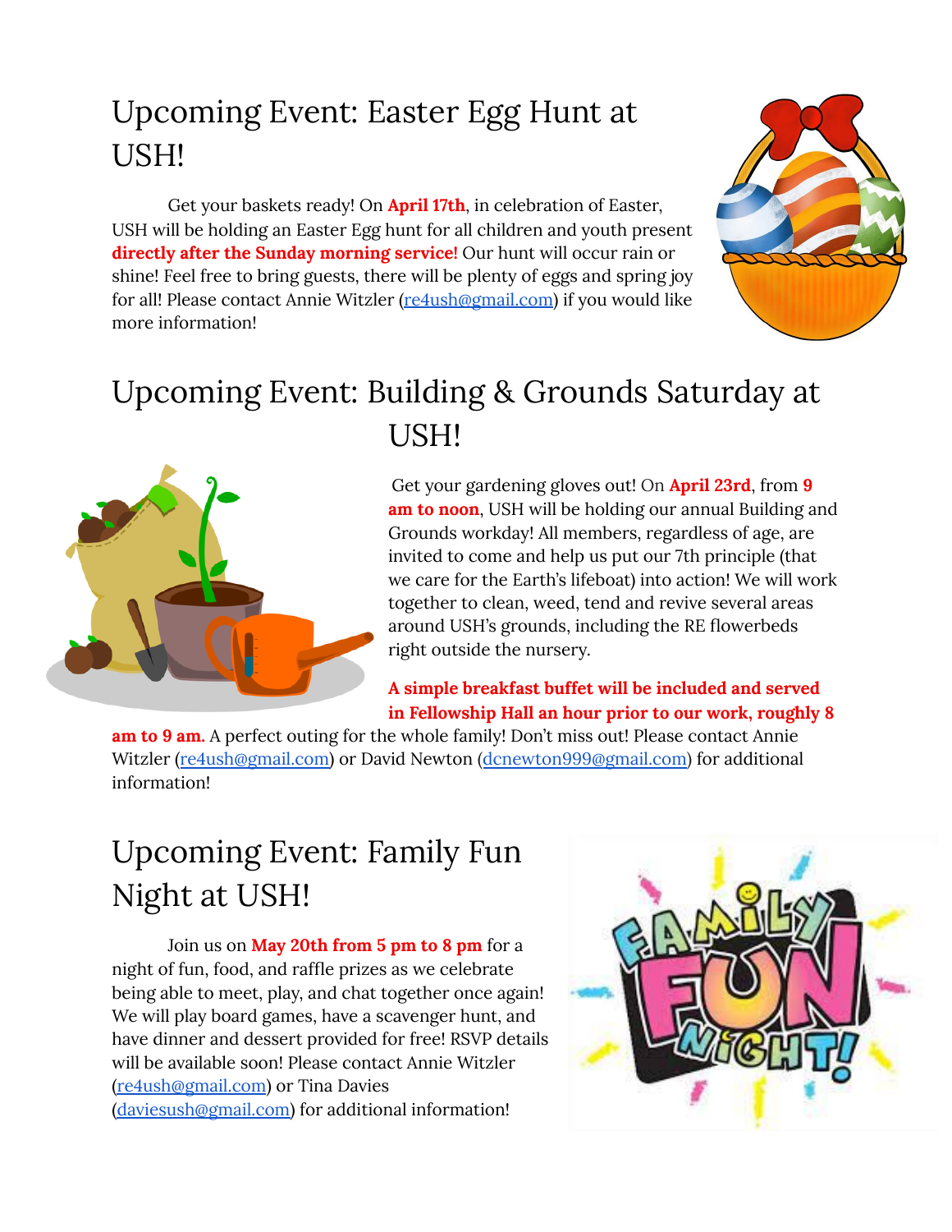# Upcoming Event: Easter Egg Hunt at USH!

Get your baskets ready! On **April 17th**, in celebration of Easter, USH will be holding an Easter Egg hunt for all children and youth present **directly after the Sunday morning service!** Our hunt will occur rain or shine! Feel free to bring guests, there will be plenty of eggs and spring joy for all! Please contact Annie Witzler (re4ush@gmail.com) if you would like more information!

# Upcoming Event: Building & Grounds Saturday at USH!

Get your gardening gloves out! On **April 23rd**, from **9 am to noon**, USH will be holding our annual Building and Grounds workday! All members, regardless of age, are invited to come and help us put our 7th principle (that we care for the Earth's lifeboat) into action! We will work together to clean, weed, tend and revive several areas around USH's grounds, including the RE flowerbeds right outside the nursery.

**A simple breakfast buffet will be included and served in Fellowship Hall an hour prior to our work, roughly 8 am to 9 am.** A perfect outing for the whole family! Don't miss out! Please contact Annie Witzler (re4ush@gmail.com) or David Newton (dcnewton999@gmail.com) for additional information!

# Upcoming Event: Family Fun Night at USH!

Join us on **May 20th from 5 pm to 8 pm** for a night of fun, food, and raffle prizes as we celebrate being able to meet, play, and chat together once again! We will play board games, have a scavenger hunt, and have dinner and dessert provided for free! RSVP details will be available soon! Please contact Annie Witzler (re4ush@gmail.com) or Tina Davies (daviesush@gmail.com) for additional information!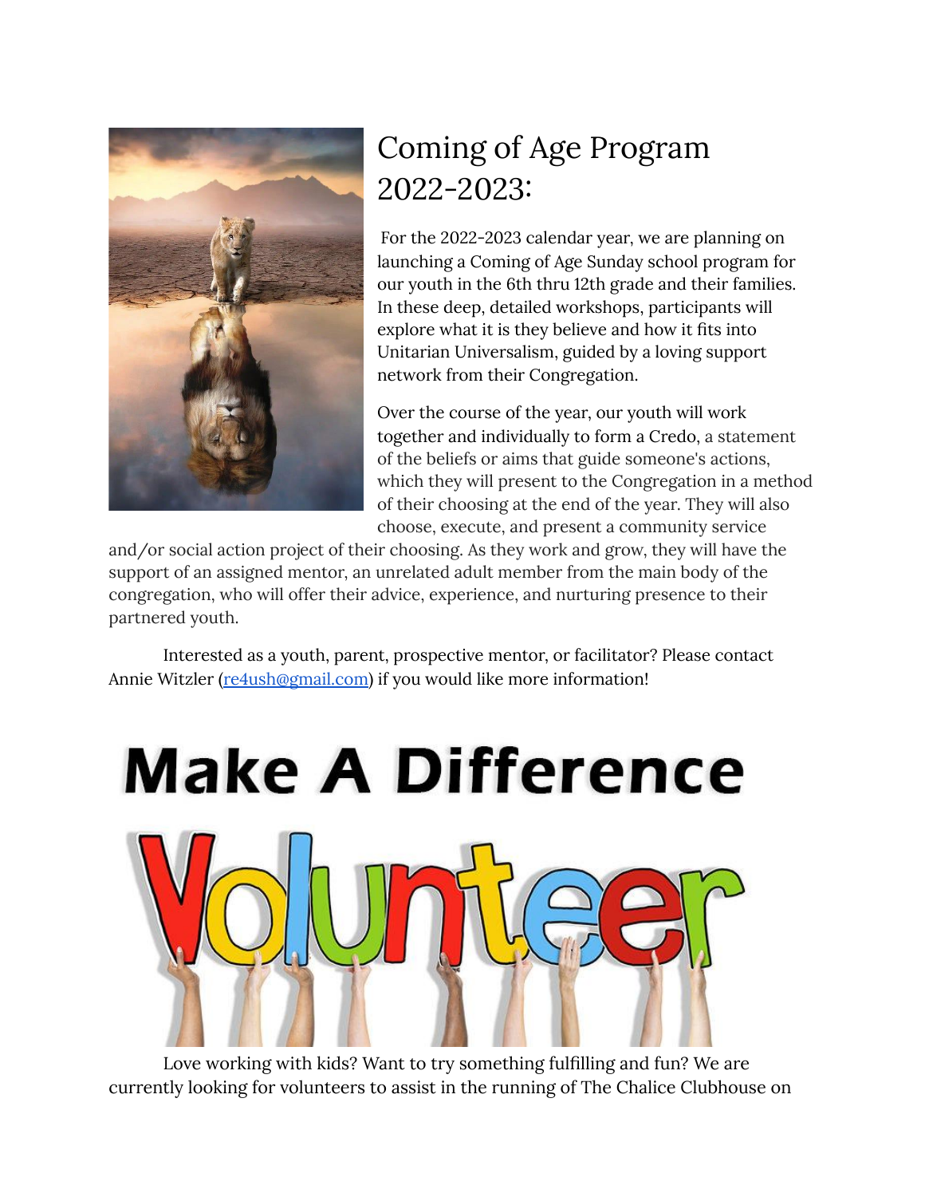# Coming of Age Program 2022-2023:

For the 2022-2023 calendar year, we are planning on launching a Coming of Age Sunday school program for our youth in the 6th thru 12th grade and their families. In these deep, detailed workshops, participants will explore what it is they believe and how it fits into Unitarian Universalism, guided by a loving support network from their Congregation.

Over the course of the year, our youth will work together and individually to form a Credo, a statement of the beliefs or aims that guide someone's actions, which they will present to the Congregation in a method of their choosing at the end of the year. They will also choose, execute, and present a community service and/or social action project of their choosing. As they work and grow, they will have the support of an assigned mentor, an unrelated adult member from the main body of the congregation, who will offer their advice, experience, and nurturing presence to their partnered youth.

Interested as a youth, parent, prospective mentor, or facilitator? Please contact Annie Witzler (re4ush@gmail.com) if you would like more information!

# Make A Difference

# Volunteer

Love working with kids? Want to try something fulfilling and fun? We are currently looking for volunteers to assist in the running of The Chalice Clubhouse on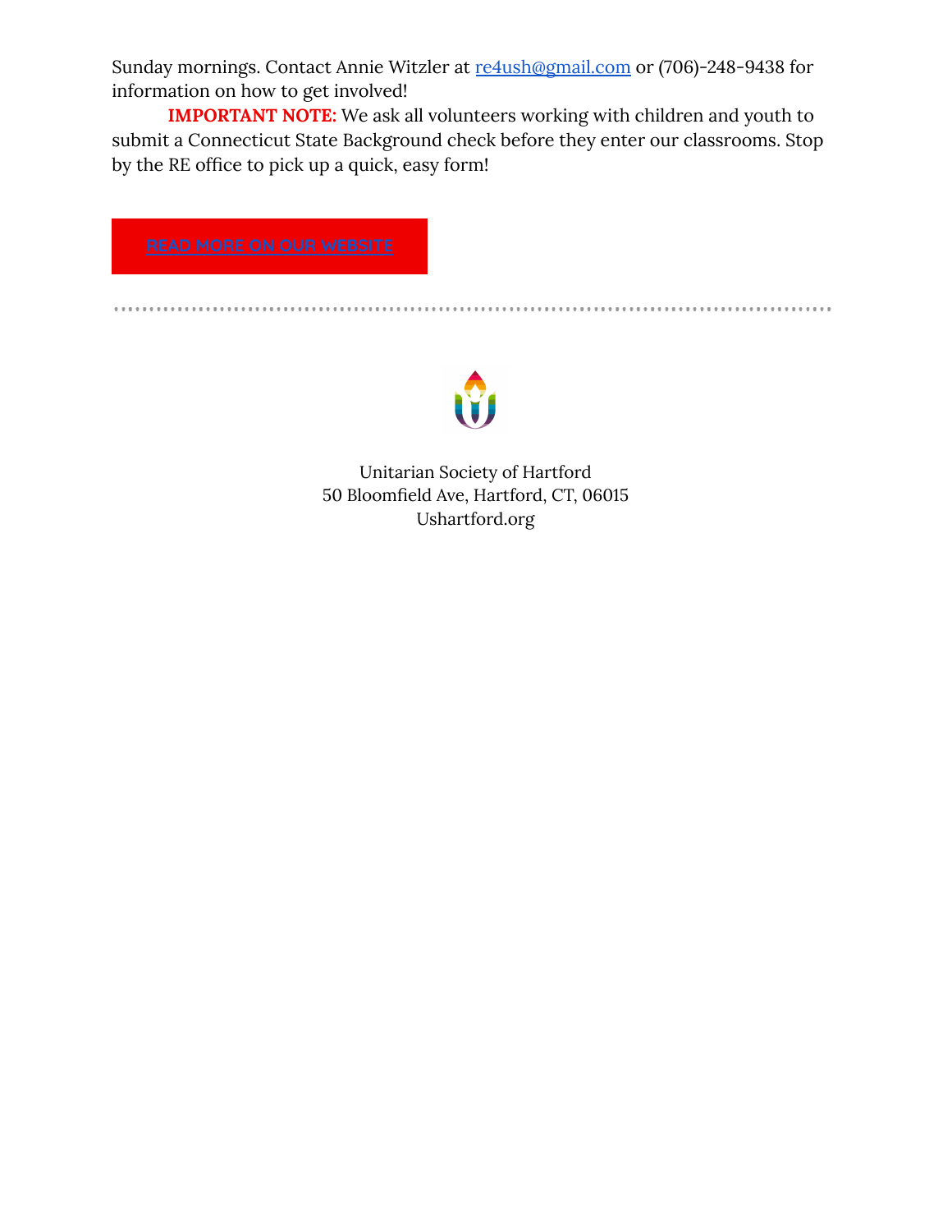Sunday mornings. Contact Annie Witzler at re4ush@gmail.com or (706)-248-9438 for information on how to get involved!

**IMPORTANT NOTE:** We ask all volunteers working with children and youth to submit a Connecticut State Background check before they enter our classrooms. Stop by the RE office to pick up a quick, easy form!

READ MORE ON OUR WEBSITE

Unitarian Society of Hartford
50 Bloomfield Ave, Hartford, CT, 06015
Ushartford.org